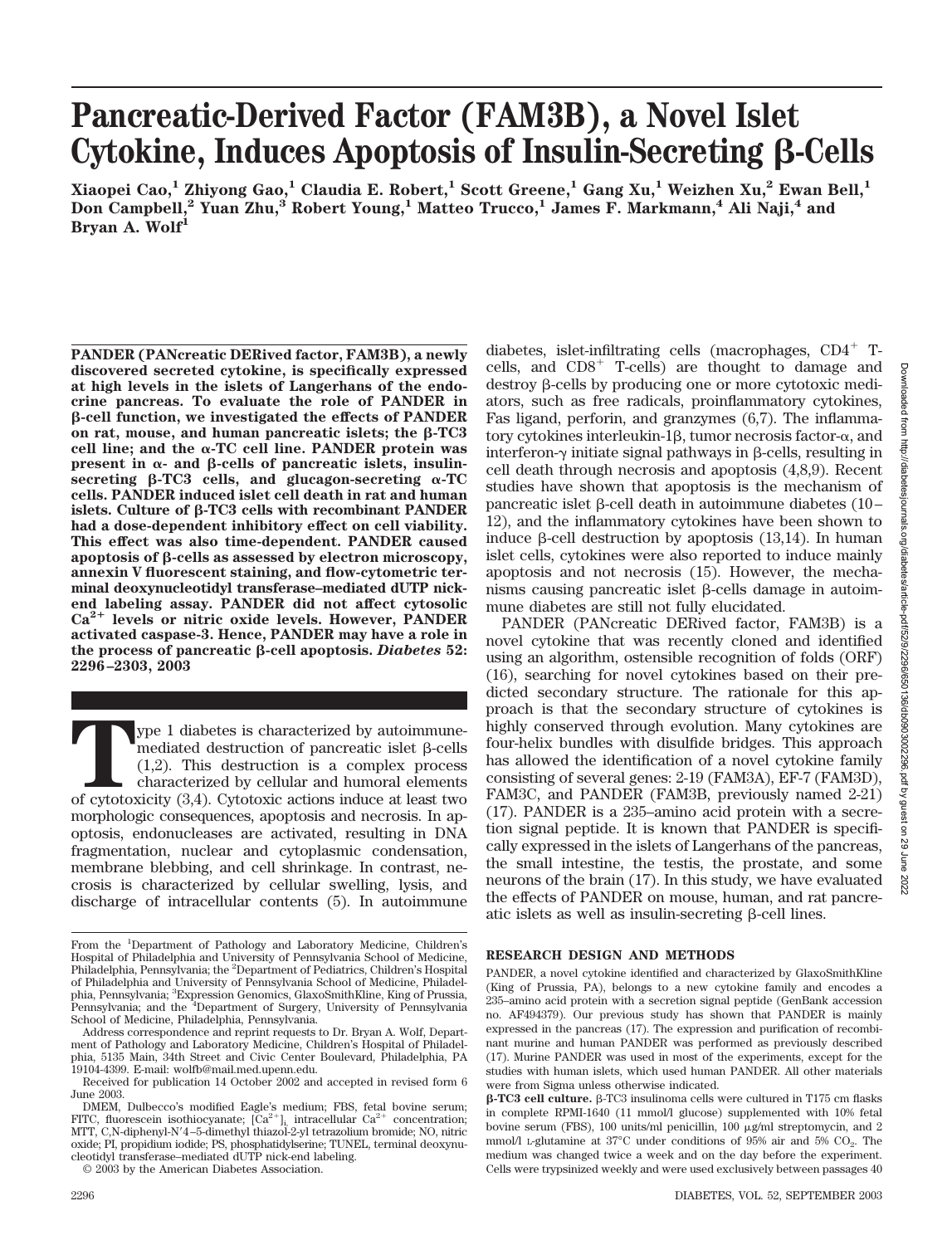# Pancreatic-Derived Factor (FAM3B), a Novel Islet Cytokine, Induces Apoptosis of Insulin-Secreting β-Cells

**Xiaopei Cao,[1] Zhiyong Gao,[1] Claudia E. Robert,[1] Scott Greene,[1] Gang Xu,[1] Weizhen Xu,[2] Ewan Bell,[1] Don Campbell,[2] Yuan Zhu,[3] Robert Young,[1] Matteo Trucco,[1] James F. Markmann,[4] Ali Naji,[4] and Bryan A. Wolf[1]**

**PANDER (PANcreatic DERived factor, FAM3B), a newly discovered secreted cytokine, is specifically expressed at high levels in the islets of Langerhans of the endocrine pancreas. To evaluate the role of PANDER in β-cell function, we investigated the effects of PANDER on rat, mouse, and human pancreatic islets; the β-TC3 cell line; and the α-TC cell line. PANDER protein was present in α- and β-cells of pancreatic islets, insulin-secreting β-TC3 cells, and glucagon-secreting α-TC cells. PANDER induced islet cell death in rat and human islets. Culture of β-TC3 cells with recombinant PANDER had a dose-dependent inhibitory effect on cell viability. This effect was also time-dependent. PANDER caused apoptosis of β-cells as assessed by electron microscopy, annexin V fluorescent staining, and flow-cytometric terminal deoxynucleotidyl transferase–mediated dUTP nick-end labeling assay. PANDER did not affect cytosolic $Ca^{2+}$ levels or nitric oxide levels. However, PANDER activated caspase-3. Hence, PANDER may have a role in the process of pancreatic β-cell apoptosis. *Diabetes* 52: 2296–2303, 2003**

Type 1 diabetes is characterized by autoimmune-mediated destruction of pancreatic islet β-cells (1,2). This destruction is a complex process characterized by cellular and humoral elements of cytotoxicity (3,4). Cytotoxic actions induce at least two morphologic consequences, apoptosis and necrosis. In apoptosis, endonucleases are activated, resulting in DNA fragmentation, nuclear and cytoplasmic condensation, membrane blebbing, and cell shrinkage. In contrast, necrosis is characterized by cellular swelling, lysis, and discharge of intracellular contents (5). In autoimmune diabetes, islet-infiltrating cells (macrophages, $CD4^+$ T-cells, and $CD8^+$ T-cells) are thought to damage and destroy β-cells by producing one or more cytotoxic mediators, such as free radicals, proinflammatory cytokines, Fas ligand, perforin, and granzymes (6,7). The inflammatory cytokines interleukin-1β, tumor necrosis factor-α, and interferon-γ initiate signal pathways in β-cells, resulting in cell death through necrosis and apoptosis (4,8,9). Recent studies have shown that apoptosis is the mechanism of pancreatic islet β-cell death in autoimmune diabetes (10–12), and the inflammatory cytokines have been shown to induce β-cell destruction by apoptosis (13,14). In human islet cells, cytokines were also reported to induce mainly apoptosis and not necrosis (15). However, the mechanisms causing pancreatic islet β-cells damage in autoimmune diabetes are still not fully elucidated.

PANDER (PANcreatic DERived factor, FAM3B) is a novel cytokine that was recently cloned and identified using an algorithm, ostensible recognition of folds (ORF) (16), searching for novel cytokines based on their predicted secondary structure. The rationale for this approach is that the secondary structure of cytokines is highly conserved through evolution. Many cytokines are four-helix bundles with disulfide bridges. This approach has allowed the identification of a novel cytokine family consisting of several genes: 2-19 (FAM3A), EF-7 (FAM3D), FAM3C, and PANDER (FAM3B, previously named 2-21) (17). PANDER is a 235–amino acid protein with a secretion signal peptide. It is known that PANDER is specifically expressed in the islets of Langerhans of the pancreas, the small intestine, the testis, the prostate, and some neurons of the brain (17). In this study, we have evaluated the effects of PANDER on mouse, human, and rat pancreatic islets as well as insulin-secreting β-cell lines.

## RESEARCH DESIGN AND METHODS

PANDER, a novel cytokine identified and characterized by GlaxoSmithKline (King of Prussia, PA), belongs to a new cytokine family and encodes a 235–amino acid protein with a secretion signal peptide (GenBank accession no. AF494379). Our previous study has shown that PANDER is mainly expressed in the pancreas (17). The expression and purification of recombinant murine and human PANDER was performed as previously described (17). Murine PANDER was used in most of the experiments, except for the studies with human islets, which used human PANDER. All other materials were from Sigma unless otherwise indicated.

**β-TC3 cell culture.** β-TC3 insulinoma cells were cultured in T175 cm flasks in complete RPMI-1640 (11 mmol/l glucose) supplemented with 10% fetal bovine serum (FBS), 100 units/ml penicillin, 100 μg/ml streptomycin, and 2 mmol/l L-glutamine at 37°C under conditions of 95% air and 5% $CO_2$. The medium was changed twice a week and on the day before the experiment. Cells were trypsinized weekly and were used exclusively between passages 40

From the [1]Department of Pathology and Laboratory Medicine, Children's Hospital of Philadelphia and University of Pennsylvania School of Medicine, Philadelphia, Pennsylvania; the [2]Department of Pediatrics, Children's Hospital of Philadelphia and University of Pennsylvania School of Medicine, Philadelphia, Pennsylvania; [3]Expression Genomics, GlaxoSmithKline, King of Prussia, Pennsylvania; and the [4]Department of Surgery, University of Pennsylvania School of Medicine, Philadelphia, Pennsylvania.

Address correspondence and reprint requests to Dr. Bryan A. Wolf, Department of Pathology and Laboratory Medicine, Children's Hospital of Philadelphia, 5135 Main, 34th Street and Civic Center Boulevard, Philadelphia, PA 19104-4399. E-mail: wolfb@mail.med.upenn.edu.

Received for publication 14 October 2002 and accepted in revised form 6 June 2003.

DMEM, Dulbecco's modified Eagle's medium; FBS, fetal bovine serum; FITC, fluorescein isothiocyanate; $[Ca^{2+}]_i$, intracellular $Ca^{2+}$ concentration; MTT, C,N-diphenyl-N′4–5-dimethyl thiazol-2-yl tetrazolium bromide; NO, nitric oxide; PI, propidium iodide; PS, phosphatidylserine; TUNEL, terminal deoxynucleotidyl transferase–mediated dUTP nick-end labeling.

© 2003 by the American Diabetes Association.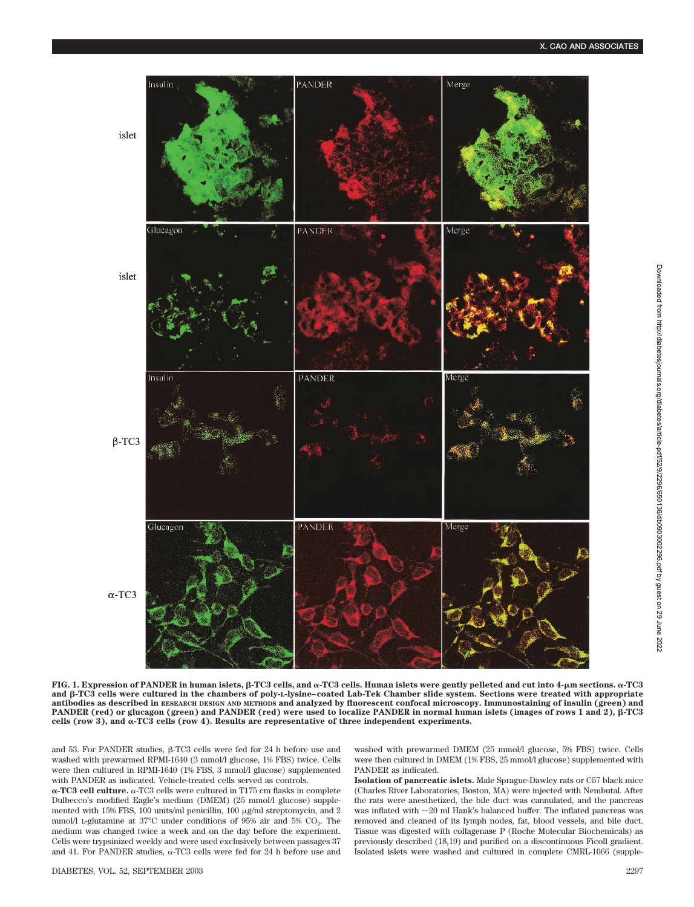FIG. 1. **Expression of PANDER in human islets, β-TC3 cells, and α-TC3 cells. Human islets were gently pelleted and cut into 4-μm sections. α-TC3 and β-TC3 cells were cultured in the chambers of poly-L-lysine–coated Lab-Tek Chamber slide system. Sections were treated with appropriate antibodies as described in RESEARCH DESIGN AND METHODS and analyzed by fluorescent confocal microscopy. Immunostaining of insulin (green) and PANDER (red) or glucagon (green) and PANDER (red) were used to localize PANDER in normal human islets (images of rows 1 and 2), β-TC3 cells (row 3), and α-TC3 cells (row 4). Results are representative of three independent experiments.**

and 53. For PANDER studies, β-TC3 cells were fed for 24 h before use and washed with prewarmed RPMI-1640 (3 mmol/l glucose, 1% FBS) twice. Cells were then cultured in RPMI-1640 (1% FBS, 3 mmol/l glucose) supplemented with PANDER as indicated. Vehicle-treated cells served as controls.

**α-TC3 cell culture.** α-TC3 cells were cultured in T175 cm flasks in complete Dulbecco's modified Eagle's medium (DMEM) (25 mmol/l glucose) supplemented with 15% FBS, 100 units/ml penicillin, 100 μg/ml streptomycin, and 2 mmol/l L-glutamine at 37°C under conditions of 95% air and 5% $CO_2$. The medium was changed twice a week and on the day before the experiment. Cells were trypsinized weekly and were used exclusively between passages 37 and 41. For PANDER studies, α-TC3 cells were fed for 24 h before use and washed with prewarmed DMEM (25 mmol/l glucose, 5% FBS) twice. Cells were then cultured in DMEM (1% FBS, 25 mmol/l glucose) supplemented with PANDER as indicated.

**Isolation of pancreatic islets.** Male Sprague-Dawley rats or C57 black mice (Charles River Laboratories, Boston, MA) were injected with Nembutal. After the rats were anesthetized, the bile duct was cannulated, and the pancreas was inflated with ~20 ml Hank's balanced buffer. The inflated pancreas was removed and cleaned of its lymph nodes, fat, blood vessels, and bile duct. Tissue was digested with collagenase P (Roche Molecular Biochemicals) as previously described (18,19) and purified on a discontinuous Ficoll gradient. Isolated islets were washed and cultured in complete CMRL-1066 (supple-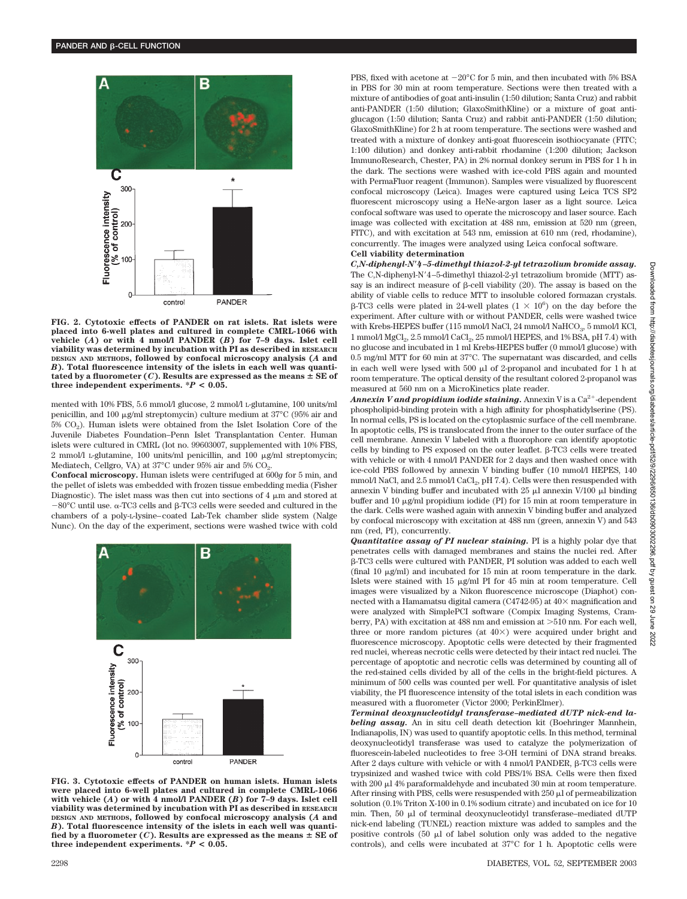FIG. 2. Cytotoxic effects of PANDER on rat islets. Rat islets were placed into 6-well plates and cultured in complete CMRL-1066 with vehicle (*A*) or with 4 nmol/l PANDER (*B*) for 7–9 days. Islet cell viability was determined by incubation with PI as described in RESEARCH DESIGN AND METHODS, followed by confocal microscopy analysis (*A* and *B*). Total fluorescence intensity of the islets in each well was quantitated by a fluorometer (*C*). Results are expressed as the means ± SE of three independent experiments. *$P < 0.05$.

mented with 10% FBS, 5.6 mmol/l glucose, 2 mmol/l L-glutamine, 100 units/ml penicillin, and 100 μg/ml streptomycin) culture medium at 37°C (95% air and 5% $CO_2$). Human islets were obtained from the Islet Isolation Core of the Juvenile Diabetes Foundation–Penn Islet Transplantation Center. Human islets were cultured in CMRL (lot no. 99603007, supplemented with 10% FBS, 2 mmol/l L-glutamine, 100 units/ml penicillin, and 100 μg/ml streptomycin; Mediatech, Cellgro, VA) at 37°C under 95% air and 5% $CO_2$.

**Confocal microscopy.** Human islets were centrifuged at 600*g* for 5 min, and the pellet of islets was embedded with frozen tissue embedding media (Fisher Diagnostic). The islet mass was then cut into sections of 4 μm and stored at −80°C until use. α-TC3 cells and β-TC3 cells were seeded and cultured in the chambers of a poly-L-lysine–coated Lab-Tek chamber slide system (Nalge Nunc). On the day of the experiment, sections were washed twice with cold PBS, fixed with acetone at −20°C for 5 min, and then incubated with 5% BSA in PBS for 30 min at room temperature. Sections were then treated with a mixture of antibodies of goat anti-insulin (1:50 dilution; Santa Cruz) and rabbit anti-PANDER (1:50 dilution; GlaxoSmithKline) or a mixture of goat anti-glucagon (1:50 dilution; Santa Cruz) and rabbit anti-PANDER (1:50 dilution; GlaxoSmithKline) for 2 h at room temperature. The sections were washed and treated with a mixture of donkey anti-goat fluorescein isothiocyanate (FITC; 1:100 dilution) and donkey anti-rabbit rhodamine (1:200 dilution; Jackson ImmunoResearch, Chester, PA) in 2% normal donkey serum in PBS for 1 h in the dark. The sections were washed with ice-cold PBS again and mounted with PermaFluor reagent (Immunon). Samples were visualized by fluorescent confocal microscopy (Leica). Images were captured using Leica TCS SP2 fluorescent microscopy using a HeNe-argon laser as a light source. Leica confocal software was used to operate the microscopy and laser source. Each image was collected with excitation at 488 nm, emission at 520 nm (green, FITC), and with excitation at 543 nm, emission at 610 nm (red, rhodamine), concurrently. The images were analyzed using Leica confocal software.

**Cell viability determination**

***C,N-diphenyl-N′4–5-dimethyl thiazol-2-yl tetrazolium bromide assay.*** The C,N-diphenyl-N′4–5-dimethyl thiazol-2-yl tetrazolium bromide (MTT) assay is an indirect measure of β-cell viability (20). The assay is based on the ability of viable cells to reduce MTT to insoluble colored formazan crystals. β-TC3 cells were plated in 24-well plates ($1 \times 10^6$) on the day before the experiment. After culture with or without PANDER, cells were washed twice with Krebs-HEPES buffer (115 mmol/l NaCl, 24 mmol/l $NaHCO_3$, 5 mmol/l KCl, 1 mmol/l $MgCl_2$, 2.5 mmol/l $CaCl_2$, 25 mmol/l HEPES, and 1% BSA, pH 7.4) with no glucose and incubated in 1 ml Krebs-HEPES buffer (0 mmol/l glucose) with 0.5 mg/ml MTT for 60 min at 37°C. The supernatant was discarded, and cells in each well were lysed with 500 μl of 2-propanol and incubated for 1 h at room temperature. The optical density of the resultant colored 2-propanol was measured at 560 nm on a MicroKinetics plate reader.

***Annexin V and propidium iodide staining.*** Annexin V is a $Ca^{2+}$-dependent phospholipid-binding protein with a high affinity for phosphatidylserine (PS). In normal cells, PS is located on the cytoplasmic surface of the cell membrane. In apoptotic cells, PS is translocated from the inner to the outer surface of the cell membrane. Annexin V labeled with a fluorophore can identify apoptotic cells by binding to PS exposed on the outer leaflet. β-TC3 cells were treated with vehicle or with 4 nmol/l PANDER for 2 days and then washed once with ice-cold PBS followed by annexin V binding buffer (10 mmol/l HEPES, 140 mmol/l NaCl, and 2.5 mmol/l $CaCl_2$, pH 7.4). Cells were then resuspended with annexin V binding buffer and incubated with 25 μl annexin V/100 μl binding buffer and 10 μg/ml propidium iodide (PI) for 15 min at room temperature in the dark. Cells were washed again with annexin V binding buffer and analyzed by confocal microscopy with excitation at 488 nm (green, annexin V) and 543 nm (red, PI), concurrently.

***Quantitative assay of PI nuclear staining.*** PI is a highly polar dye that penetrates cells with damaged membranes and stains the nuclei red. After β-TC3 cells were cultured with PANDER, PI solution was added to each well (final 10 μg/ml) and incubated for 15 min at room temperature in the dark. Islets were stained with 15 μg/ml PI for 45 min at room temperature. Cell images were visualized by a Nikon fluorescence microscope (Diaphot) connected with a Hamamatsu digital camera (C4742-95) at 40× magnification and were analyzed with SimplePCI software (Compix Imaging Systems, Cramberry, PA) with excitation at 488 nm and emission at >510 nm. For each well, three or more random pictures (at 40×) were acquired under bright and fluorescence microscopy. Apoptotic cells were detected by their fragmented red nuclei, whereas necrotic cells were detected by their intact red nuclei. The percentage of apoptotic and necrotic cells was determined by counting all of the red-stained cells divided by all of the cells in the bright-field pictures. A minimum of 500 cells was counted per well. For quantitative analysis of islet viability, the PI fluorescence intensity of the total islets in each condition was measured with a fluorometer (Victor 2000; PerkinElmer).

***Terminal deoxynucleotidyl transferase–mediated dUTP nick-end labeling assay.*** An in situ cell death detection kit (Boehringer Mannheim, Indianapolis, IN) was used to quantify apoptotic cells. In this method, terminal deoxynucleotidyl transferase was used to catalyze the polymerization of fluorescein-labeled nucleotides to free 3-OH termini of DNA strand breaks. After 2 days culture with vehicle or with 4 nmol/l PANDER, β-TC3 cells were trypsinized and washed twice with cold PBS/1% BSA. Cells were then fixed with 200 μl 4% paraformaldehyde and incubated 30 min at room temperature. After rinsing with PBS, cells were resuspended with 250 μl of permeabilization solution (0.1% Triton X-100 in 0.1% sodium citrate) and incubated on ice for 10 min. Then, 50 μl of terminal deoxynucleotidyl transferase–mediated dUTP nick-end labeling (TUNEL) reaction mixture was added to samples and the positive controls (50 μl of label solution only was added to the negative controls), and cells were incubated at 37°C for 1 h. Apoptotic cells were

FIG. 3. Cytotoxic effects of PANDER on human islets. Human islets were placed into 6-well plates and cultured in complete CMRL-1066 with vehicle (*A*) or with 4 nmol/l PANDER (*B*) for 7–9 days. Islet cell viability was determined by incubation with PI as described in RESEARCH DESIGN AND METHODS, followed by confocal microscopy analysis (*A* and *B*). Total fluorescence intensity of the islets in each well was quantified by a fluorometer (*C*). Results are expressed as the means ± SE of three independent experiments. *$P < 0.05$.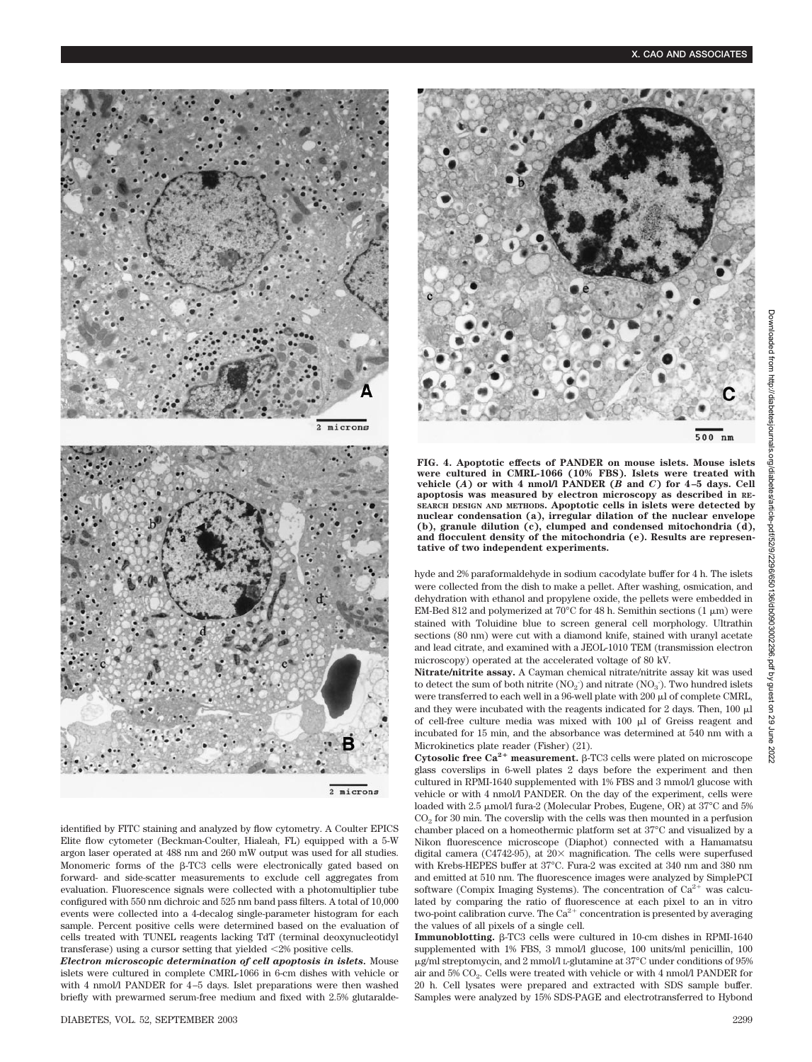FIG. 4. Apoptotic effects of PANDER on mouse islets. Mouse islets were cultured in CMRL-1066 (10% FBS). Islets were treated with vehicle (*A*) or with 4 nmol/l PANDER (*B* and *C*) for 4–5 days. Cell apoptosis was measured by electron microscopy as described in RESEARCH DESIGN AND METHODS. Apoptotic cells in islets were detected by nuclear condensation (a), irregular dilation of the nuclear envelope (b), granule dilution (c), clumped and condensed mitochondria (d), and flocculent density of the mitochondria (e). Results are representative of two independent experiments.

identified by FITC staining and analyzed by flow cytometry. A Coulter EPICS Elite flow cytometer (Beckman-Coulter, Hialeah, FL) equipped with a 5-W argon laser operated at 488 nm and 260 mW output was used for all studies. Monomeric forms of the β-TC3 cells were electronically gated based on forward- and side-scatter measurements to exclude cell aggregates from evaluation. Fluorescence signals were collected with a photomultiplier tube configured with 550 nm dichroic and 525 nm band pass filters. A total of 10,000 events were collected into a 4-decalog single-parameter histogram for each sample. Percent positive cells were determined based on the evaluation of cells treated with TUNEL reagents lacking TdT (terminal deoxynucleotidyl transferase) using a cursor setting that yielded <2% positive cells.

***Electron microscopic determination of cell apoptosis in islets.*** Mouse islets were cultured in complete CMRL-1066 in 6-cm dishes with vehicle or with 4 nmol/l PANDER for 4–5 days. Islet preparations were then washed briefly with prewarmed serum-free medium and fixed with 2.5% glutaraldehyde and 2% paraformaldehyde in sodium cacodylate buffer for 4 h. The islets were collected from the dish to make a pellet. After washing, osmication, and dehydration with ethanol and propylene oxide, the pellets were embedded in EM-Bed 812 and polymerized at 70°C for 48 h. Semithin sections (1 μm) were stained with Toluidine blue to screen general cell morphology. Ultrathin sections (80 nm) were cut with a diamond knife, stained with uranyl acetate and lead citrate, and examined with a JEOL-1010 TEM (transmission electron microscopy) operated at the accelerated voltage of 80 kV.

**Nitrate/nitrite assay.** A Cayman chemical nitrate/nitrite assay kit was used to detect the sum of both nitrite ($NO_2^-$) and nitrate ($NO_3^-$). Two hundred islets were transferred to each well in a 96-well plate with 200 μl of complete CMRL, and they were incubated with the reagents indicated for 2 days. Then, 100 μl of cell-free culture media was mixed with 100 μl of Griess reagent and incubated for 15 min, and the absorbance was determined at 540 nm with a Microkinetics plate reader (Fisher) (21).

**Cytosolic free $Ca^{2+}$ measurement.** β-TC3 cells were plated on microscope glass coverslips in 6-well plates 2 days before the experiment and then cultured in RPMI-1640 supplemented with 1% FBS and 3 mmol/l glucose with vehicle or with 4 nmol/l PANDER. On the day of the experiment, cells were loaded with 2.5 μmol/l fura-2 (Molecular Probes, Eugene, OR) at 37°C and 5% $CO_2$ for 30 min. The coverslip with the cells was then mounted in a perfusion chamber placed on a homeothermic platform set at 37°C and visualized by a Nikon fluorescence microscope (Diaphot) connected with a Hamamatsu digital camera (C4742-95), at 20× magnification. The cells were superfused with Krebs-HEPES buffer at 37°C. Fura-2 was excited at 340 nm and 380 nm and emitted at 510 nm. The fluorescence images were analyzed by SimplePCI software (Compix Imaging Systems). The concentration of $Ca^{2+}$ was calculated by comparing the ratio of fluorescence at each pixel to an in vitro two-point calibration curve. The $Ca^{2+}$ concentration is presented by averaging the values of all pixels of a single cell.

**Immunoblotting.** β-TC3 cells were cultured in 10-cm dishes in RPMI-1640 supplemented with 1% FBS, 3 mmol/l glucose, 100 units/ml penicillin, 100 μg/ml streptomycin, and 2 mmol/l L-glutamine at 37°C under conditions of 95% air and 5% $CO_2$. Cells were treated with vehicle or with 4 nmol/l PANDER for 20 h. Cell lysates were prepared and extracted with SDS sample buffer. Samples were analyzed by 15% SDS-PAGE and electrotransferred to Hybond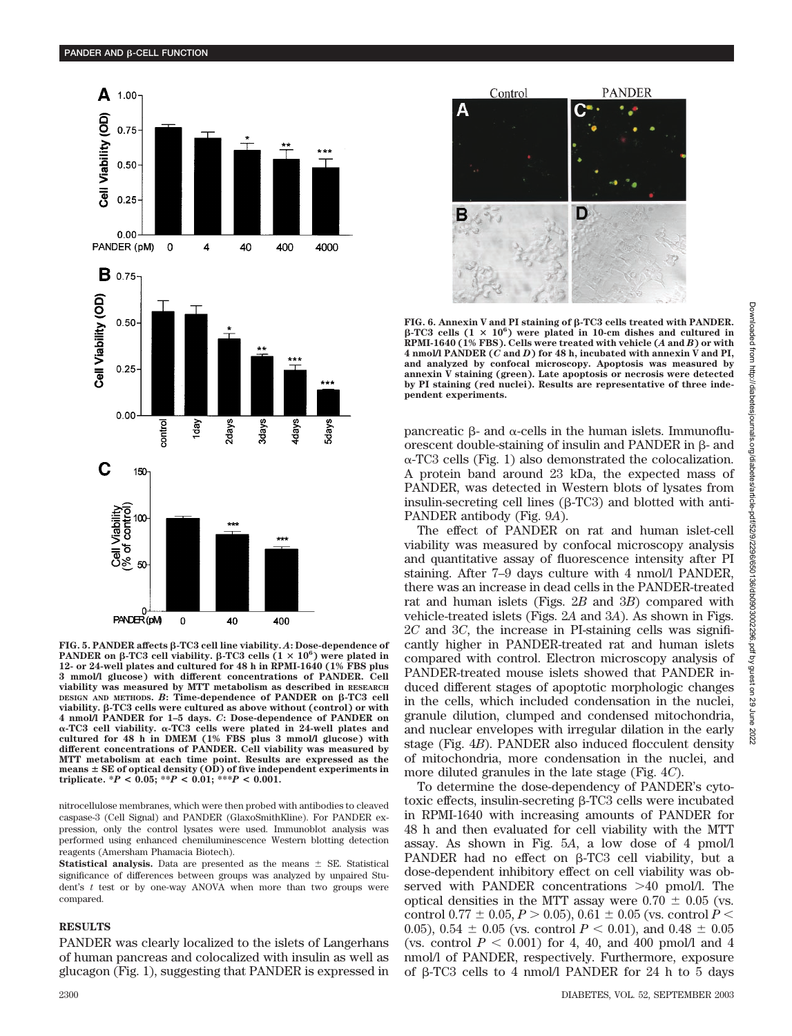FIG. 5. PANDER affects β-TC3 cell line viability. *A*: Dose-dependence of PANDER on β-TC3 cell viability. β-TC3 cells ($1 \times 10^6$) were plated in 12- or 24-well plates and cultured for 48 h in RPMI-1640 (1% FBS plus 3 mmol/l glucose) with different concentrations of PANDER. Cell viability was measured by MTT metabolism as described in RESEARCH DESIGN AND METHODS. *B*: Time-dependence of PANDER on β-TC3 cell viability. β-TC3 cells were cultured as above without (control) or with 4 nmol/l PANDER for 1–5 days. *C*: Dose-dependence of PANDER on α-TC3 cell viability. α-TC3 cells were plated in 24-well plates and cultured for 48 h in DMEM (1% FBS plus 3 mmol/l glucose) with different concentrations of PANDER. Cell viability was measured by MTT metabolism at each time point. Results are expressed as the means ± SE of optical density (OD) of five independent experiments in triplicate. \*$P < 0.05$; \*\*$P < 0.01$; \*\*\*$P < 0.001$.

nitrocellulose membranes, which were then probed with antibodies to cleaved caspase-3 (Cell Signal) and PANDER (GlaxoSmithKline). For PANDER expression, only the control lysates were used. Immunoblot analysis was performed using enhanced chemiluminescence Western blotting detection reagents (Amersham Phamacia Biotech).

**Statistical analysis.** Data are presented as the means ± SE. Statistical significance of differences between groups was analyzed by unpaired Student's *t* test or by one-way ANOVA when more than two groups were compared.

## RESULTS

PANDER was clearly localized to the islets of Langerhans of human pancreas and colocalized with insulin as well as glucagon (Fig. 1), suggesting that PANDER is expressed in pancreatic β- and α-cells in the human islets. Immunofluorescent double-staining of insulin and PANDER in β- and α-TC3 cells (Fig. 1) also demonstrated the colocalization. A protein band around 23 kDa, the expected mass of PANDER, was detected in Western blots of lysates from insulin-secreting cell lines (β-TC3) and blotted with anti-PANDER antibody (Fig. 9*A*).

The effect of PANDER on rat and human islet-cell viability was measured by confocal microscopy analysis and quantitative assay of fluorescence intensity after PI staining. After 7–9 days culture with 4 nmol/l PANDER, there was an increase in dead cells in the PANDER-treated rat and human islets (Figs. 2*B* and 3*B*) compared with vehicle-treated islets (Figs. 2*A* and 3*A*). As shown in Figs. 2*C* and 3*C*, the increase in PI-staining cells was significantly higher in PANDER-treated rat and human islets compared with control. Electron microscopy analysis of PANDER-treated mouse islets showed that PANDER induced different stages of apoptotic morphologic changes in the cells, which included condensation in the nuclei, granule dilution, clumped and condensed mitochondria, and nuclear envelopes with irregular dilation in the early stage (Fig. 4*B*). PANDER also induced flocculent density of mitochondria, more condensation in the nuclei, and more diluted granules in the late stage (Fig. 4*C*).

To determine the dose-dependency of PANDER's cytotoxic effects, insulin-secreting β-TC3 cells were incubated in RPMI-1640 with increasing amounts of PANDER for 48 h and then evaluated for cell viability with the MTT assay. As shown in Fig. 5*A*, a low dose of 4 pmol/l PANDER had no effect on β-TC3 cell viability, but a dose-dependent inhibitory effect on cell viability was observed with PANDER concentrations >40 pmol/l. The optical densities in the MTT assay were 0.70 ± 0.05 (vs. control 0.77 ± 0.05, $P > 0.05$), 0.61 ± 0.05 (vs. control $P < 0.05$), 0.54 ± 0.05 (vs. control $P < 0.01$), and 0.48 ± 0.05 (vs. control $P < 0.001$) for 4, 40, and 400 pmol/l and 4 nmol/l of PANDER, respectively. Furthermore, exposure of β-TC3 cells to 4 nmol/l PANDER for 24 h to 5 days

FIG. 6. Annexin V and PI staining of β-TC3 cells treated with PANDER. β-TC3 cells ($1 \times 10^6$) were plated in 10-cm dishes and cultured in RPMI-1640 (1% FBS). Cells were treated with vehicle (*A* and *B*) or with 4 nmol/l PANDER (*C* and *D*) for 48 h, incubated with annexin V and PI, and analyzed by confocal microscopy. Apoptosis was measured by annexin V staining (green). Late apoptosis or necrosis were detected by PI staining (red nuclei). Results are representative of three independent experiments.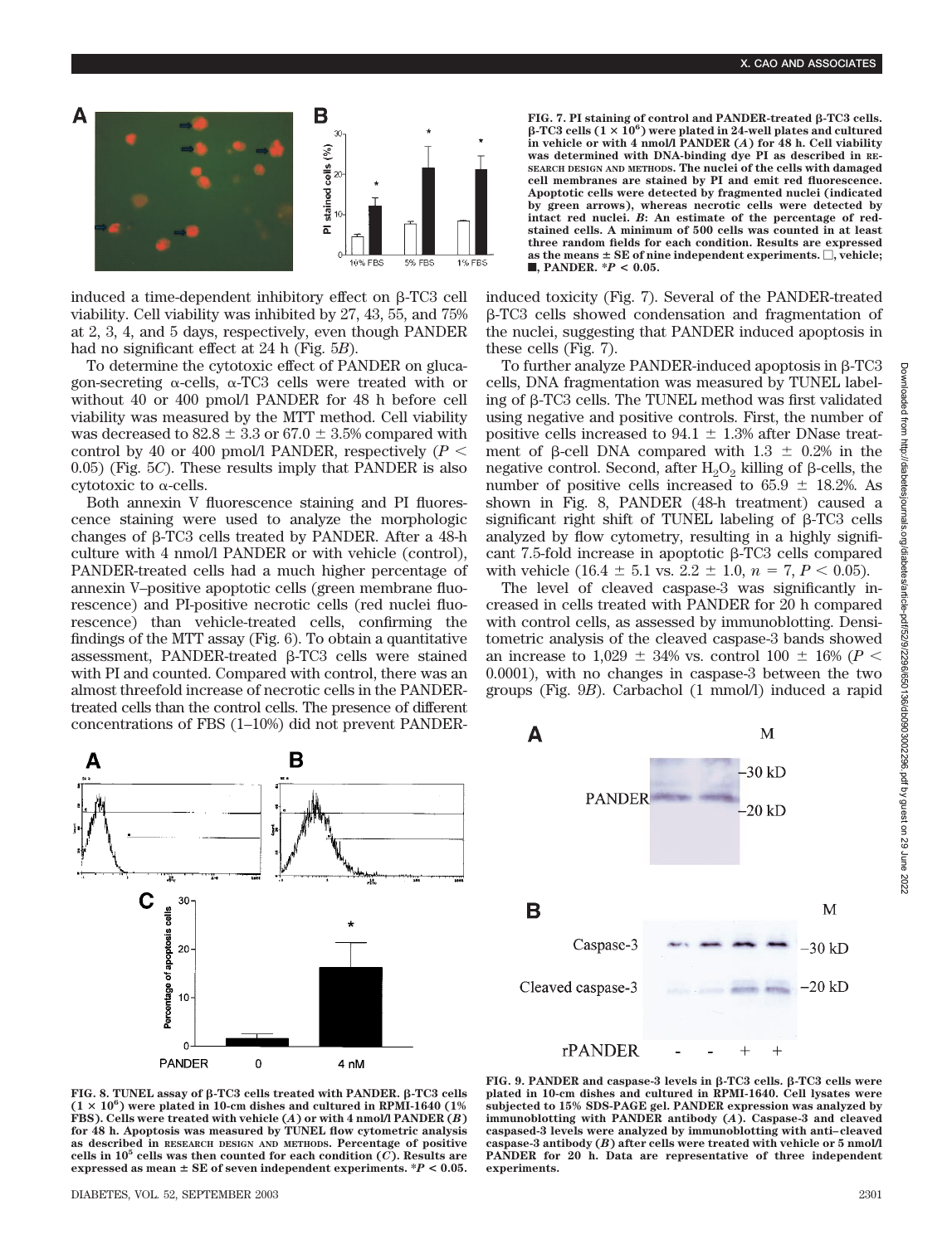FIG. 7. PI staining of control and PANDER-treated β-TC3 cells. β-TC3 cells ($1 \times 10^6$) were plated in 24-well plates and cultured in vehicle or with 4 nmol/l PANDER (*A*) for 48 h. Cell viability was determined with DNA-binding dye PI as described in RESEARCH DESIGN AND METHODS. The nuclei of the cells with damaged cell membranes are stained by PI and emit red fluorescence. Apoptotic cells were detected by fragmented nuclei (indicated by green arrows), whereas necrotic cells were detected by intact red nuclei. *B*: An estimate of the percentage of red-stained cells. A minimum of 500 cells was counted in at least three random fields for each condition. Results are expressed as the means ± SE of nine independent experiments. □, vehicle; ■, PANDER. $*P < 0.05$.

induced a time-dependent inhibitory effect on β-TC3 cell viability. Cell viability was inhibited by 27, 43, 55, and 75% at 2, 3, 4, and 5 days, respectively, even though PANDER had no significant effect at 24 h (Fig. 5*B*).

To determine the cytotoxic effect of PANDER on glucagon-secreting α-cells, α-TC3 cells were treated with or without 40 or 400 pmol/l PANDER for 48 h before cell viability was measured by the MTT method. Cell viability was decreased to 82.8 ± 3.3 or 67.0 ± 3.5% compared with control by 40 or 400 pmol/l PANDER, respectively ($P < 0.05$) (Fig. 5*C*). These results imply that PANDER is also cytotoxic to α-cells.

Both annexin V fluorescence staining and PI fluorescence staining were used to analyze the morphologic changes of β-TC3 cells treated by PANDER. After a 48-h culture with 4 nmol/l PANDER or with vehicle (control), PANDER-treated cells had a much higher percentage of annexin V–positive apoptotic cells (green membrane fluorescence) and PI-positive necrotic cells (red nuclei fluorescence) than vehicle-treated cells, confirming the findings of the MTT assay (Fig. 6). To obtain a quantitative assessment, PANDER-treated β-TC3 cells were stained with PI and counted. Compared with control, there was an almost threefold increase of necrotic cells in the PANDER-treated cells than the control cells. The presence of different concentrations of FBS (1–10%) did not prevent PANDER-induced toxicity (Fig. 7). Several of the PANDER-treated β-TC3 cells showed condensation and fragmentation of the nuclei, suggesting that PANDER induced apoptosis in these cells (Fig. 7).

To further analyze PANDER-induced apoptosis in β-TC3 cells, DNA fragmentation was measured by TUNEL labeling of β-TC3 cells. The TUNEL method was first validated using negative and positive controls. First, the number of positive cells increased to 94.1 ± 1.3% after DNase treatment of β-cell DNA compared with 1.3 ± 0.2% in the negative control. Second, after $H_2O_2$ killing of β-cells, the number of positive cells increased to 65.9 ± 18.2%. As shown in Fig. 8, PANDER (48-h treatment) caused a significant right shift of TUNEL labeling of β-TC3 cells analyzed by flow cytometry, resulting in a highly significant 7.5-fold increase in apoptotic β-TC3 cells compared with vehicle (16.4 ± 5.1 vs. 2.2 ± 1.0, $n = 7$, $P < 0.05$).

The level of cleaved caspase-3 was significantly increased in cells treated with PANDER for 20 h compared with control cells, as assessed by immunoblotting. Densitometric analysis of the cleaved caspase-3 bands showed an increase to 1,029 ± 34% vs. control 100 ± 16% ($P < 0.0001$), with no changes in caspase-3 between the two groups (Fig. 9*B*). Carbachol (1 mmol/l) induced a rapid

FIG. 8. TUNEL assay of β-TC3 cells treated with PANDER. β-TC3 cells ($1 \times 10^6$) were plated in 10-cm dishes and cultured in RPMI-1640 (1% FBS). Cells were treated with vehicle (*A*) or with 4 nmol/l PANDER (*B*) for 48 h. Apoptosis was measured by TUNEL flow cytometric analysis as described in RESEARCH DESIGN AND METHODS. Percentage of positive cells in $10^5$ cells was then counted for each condition (*C*). Results are expressed as mean ± SE of seven independent experiments. $*P < 0.05$.

FIG. 9. PANDER and caspase-3 levels in β-TC3 cells. β-TC3 cells were plated in 10-cm dishes and cultured in RPMI-1640. Cell lysates were subjected to 15% SDS-PAGE gel. PANDER expression was analyzed by immunoblotting with PANDER antibody (*A*). Caspase-3 and cleaved caspased-3 levels were analyzed by immunoblotting with anti–cleaved caspase-3 antibody (*B*) after cells were treated with vehicle or 5 nmol/l PANDER for 20 h. Data are representative of three independent experiments.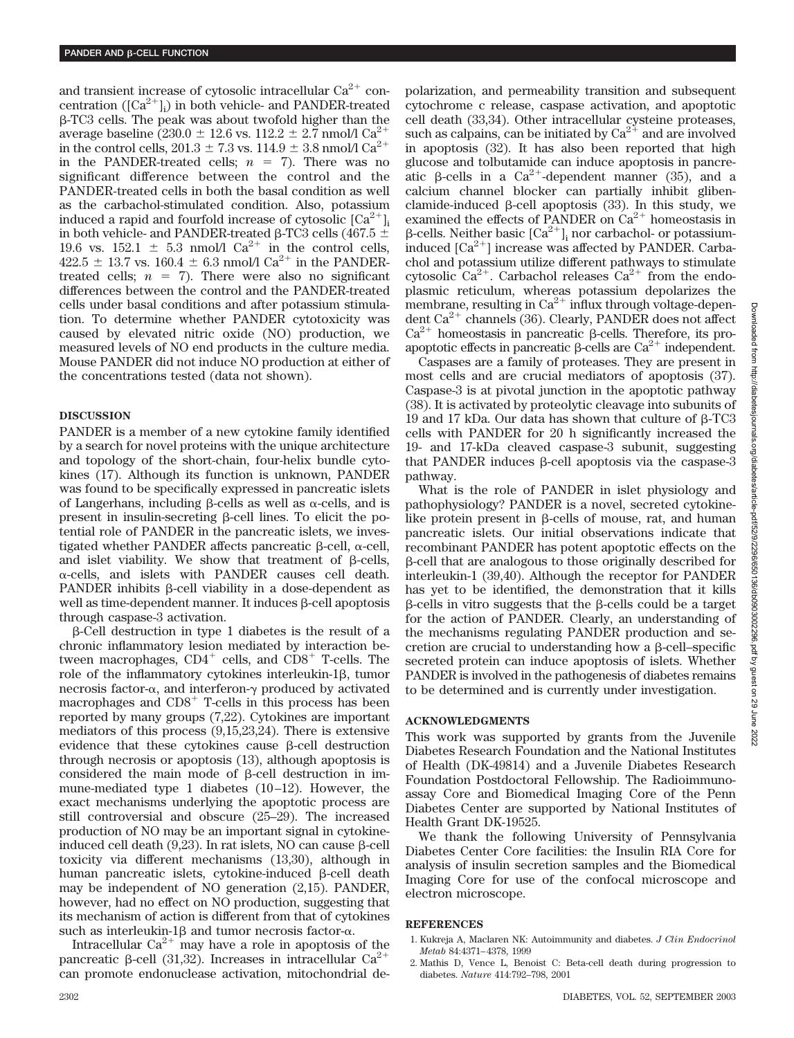and transient increase of cytosolic intracellular $Ca^{2+}$ concentration ($[Ca^{2+}]_i$) in both vehicle- and PANDER-treated β-TC3 cells. The peak was about twofold higher than the average baseline (230.0 ± 12.6 vs. 112.2 ± 2.7 nmol/l $Ca^{2+}$ in the control cells, 201.3 ± 7.3 vs. 114.9 ± 3.8 nmol/l $Ca^{2+}$ in the PANDER-treated cells; $n = 7$). There was no significant difference between the control and the PANDER-treated cells in both the basal condition as well as the carbachol-stimulated condition. Also, potassium induced a rapid and fourfold increase of cytosolic $[Ca^{2+}]_i$ in both vehicle- and PANDER-treated β-TC3 cells (467.5 ± 19.6 vs. 152.1 ± 5.3 nmol/l $Ca^{2+}$ in the control cells, 422.5 ± 13.7 vs. 160.4 ± 6.3 nmol/l $Ca^{2+}$ in the PANDER-treated cells; $n = 7$). There were also no significant differences between the control and the PANDER-treated cells under basal conditions and after potassium stimulation. To determine whether PANDER cytotoxicity was caused by elevated nitric oxide (NO) production, we measured levels of NO end products in the culture media. Mouse PANDER did not induce NO production at either of the concentrations tested (data not shown).

## DISCUSSION

PANDER is a member of a new cytokine family identified by a search for novel proteins with the unique architecture and topology of the short-chain, four-helix bundle cytokines (17). Although its function is unknown, PANDER was found to be specifically expressed in pancreatic islets of Langerhans, including β-cells as well as α-cells, and is present in insulin-secreting β-cell lines. To elicit the potential role of PANDER in the pancreatic islets, we investigated whether PANDER affects pancreatic β-cell, α-cell, and islet viability. We show that treatment of β-cells, α-cells, and islets with PANDER causes cell death. PANDER inhibits β-cell viability in a dose-dependent as well as time-dependent manner. It induces β-cell apoptosis through caspase-3 activation.

β-Cell destruction in type 1 diabetes is the result of a chronic inflammatory lesion mediated by interaction between macrophages, $CD4^+$ cells, and $CD8^+$ T-cells. The role of the inflammatory cytokines interleukin-1β, tumor necrosis factor-α, and interferon-γ produced by activated macrophages and $CD8^+$ T-cells in this process has been reported by many groups (7,22). Cytokines are important mediators of this process (9,15,23,24). There is extensive evidence that these cytokines cause β-cell destruction through necrosis or apoptosis (13), although apoptosis is considered the main mode of β-cell destruction in immune-mediated type 1 diabetes (10–12). However, the exact mechanisms underlying the apoptotic process are still controversial and obscure (25–29). The increased production of NO may be an important signal in cytokine-induced cell death (9,23). In rat islets, NO can cause β-cell toxicity via different mechanisms (13,30), although in human pancreatic islets, cytokine-induced β-cell death may be independent of NO generation (2,15). PANDER, however, had no effect on NO production, suggesting that its mechanism of action is different from that of cytokines such as interleukin-1β and tumor necrosis factor-α.

Intracellular $Ca^{2+}$ may have a role in apoptosis of the pancreatic β-cell (31,32). Increases in intracellular $Ca^{2+}$ can promote endonuclease activation, mitochondrial depolarization, and permeability transition and subsequent cytochrome c release, caspase activation, and apoptotic cell death (33,34). Other intracellular cysteine proteases, such as calpains, can be initiated by $Ca^{2+}$ and are involved in apoptosis (32). It has also been reported that high glucose and tolbutamide can induce apoptosis in pancreatic β-cells in a $Ca^{2+}$-dependent manner (35), and a calcium channel blocker can partially inhibit glibenclamide-induced β-cell apoptosis (33). In this study, we examined the effects of PANDER on $Ca^{2+}$ homeostasis in β-cells. Neither basic $[Ca^{2+}]_i$ nor carbachol- or potassium-induced $[Ca^{2+}]$ increase was affected by PANDER. Carbachol and potassium utilize different pathways to stimulate cytosolic $Ca^{2+}$. Carbachol releases $Ca^{2+}$ from the endoplasmic reticulum, whereas potassium depolarizes the membrane, resulting in $Ca^{2+}$ influx through voltage-dependent $Ca^{2+}$ channels (36). Clearly, PANDER does not affect $Ca^{2+}$ homeostasis in pancreatic β-cells. Therefore, its pro-apoptotic effects in pancreatic β-cells are $Ca^{2+}$ independent.

Caspases are a family of proteases. They are present in most cells and are crucial mediators of apoptosis (37). Caspase-3 is at pivotal junction in the apoptotic pathway (38). It is activated by proteolytic cleavage into subunits of 19 and 17 kDa. Our data has shown that culture of β-TC3 cells with PANDER for 20 h significantly increased the 19- and 17-kDa cleaved caspase-3 subunit, suggesting that PANDER induces β-cell apoptosis via the caspase-3 pathway.

What is the role of PANDER in islet physiology and pathophysiology? PANDER is a novel, secreted cytokine-like protein present in β-cells of mouse, rat, and human pancreatic islets. Our initial observations indicate that recombinant PANDER has potent apoptotic effects on the β-cell that are analogous to those originally described for interleukin-1 (39,40). Although the receptor for PANDER has yet to be identified, the demonstration that it kills β-cells in vitro suggests that the β-cells could be a target for the action of PANDER. Clearly, an understanding of the mechanisms regulating PANDER production and secretion are crucial to understanding how a β-cell–specific secreted protein can induce apoptosis of islets. Whether PANDER is involved in the pathogenesis of diabetes remains to be determined and is currently under investigation.

## ACKNOWLEDGMENTS

This work was supported by grants from the Juvenile Diabetes Research Foundation and the National Institutes of Health (DK-49814) and a Juvenile Diabetes Research Foundation Postdoctoral Fellowship. The Radioimmunoassay Core and Biomedical Imaging Core of the Penn Diabetes Center are supported by National Institutes of Health Grant DK-19525.

We thank the following University of Pennsylvania Diabetes Center Core facilities: the Insulin RIA Core for analysis of insulin secretion samples and the Biomedical Imaging Core for use of the confocal microscope and electron microscope.

## REFERENCES

1. Kukreja A, Maclaren NK: Autoimmunity and diabetes. *J Clin Endocrinol Metab* 84:4371–4378, 1999
2. Mathis D, Vence L, Benoist C: Beta-cell death during progression to diabetes. *Nature* 414:792–798, 2001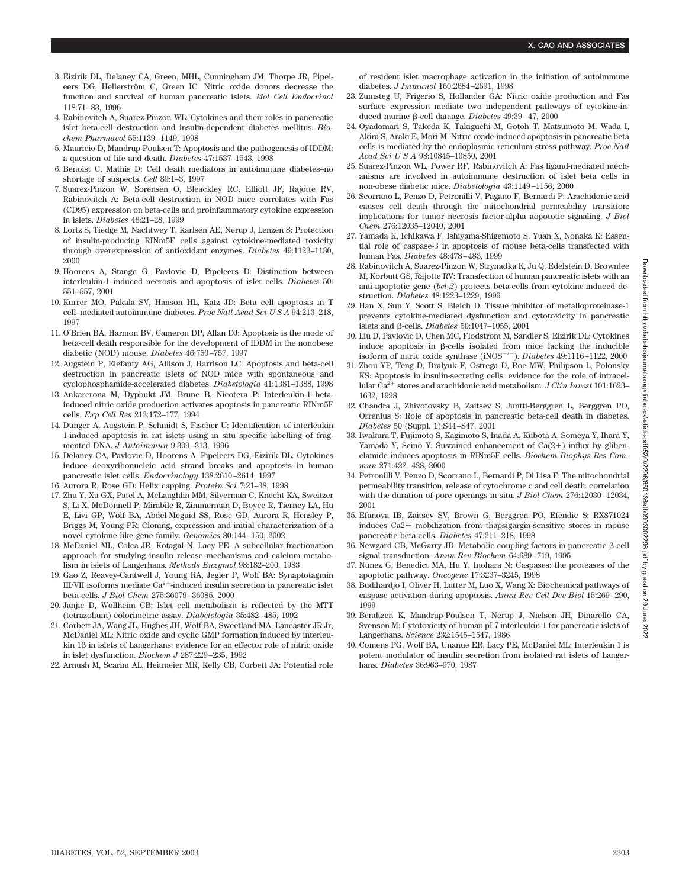3. Eizirik DL, Delaney CA, Green, MHL, Cunningham JM, Thorpe JR, Pipeleers DG, Hellerström C, Green IC: Nitric oxide donors decrease the function and survival of human pancreatic islets. *Mol Cell Endocrinol* 118:71–83, 1996
4. Rabinovitch A, Suarez-Pinzon WL: Cytokines and their roles in pancreatic islet beta-cell destruction and insulin-dependent diabetes mellitus. *Biochem Pharmacol* 55:1139–1149, 1998
5. Mauricio D, Mandrup-Poulsen T: Apoptosis and the pathogenesis of IDDM: a question of life and death. *Diabetes* 47:1537–1543, 1998
6. Benoist C, Mathis D: Cell death mediators in autoimmune diabetes–no shortage of suspects. *Cell* 89:1–3, 1997
7. Suarez-Pinzon W, Sorensen O, Bleackley RC, Elliott JF, Rajotte RV, Rabinovitch A: Beta-cell destruction in NOD mice correlates with Fas (CD95) expression on beta-cells and proinflammatory cytokine expression in islets. *Diabetes* 48:21–28, 1999
8. Lortz S, Tiedge M, Nachtwey T, Karlsen AE, Nerup J, Lenzen S: Protection of insulin-producing RINm5F cells against cytokine-mediated toxicity through overexpression of antioxidant enzymes. *Diabetes* 49:1123–1130, 2000
9. Hoorens A, Stange G, Pavlovic D, Pipeleers D: Distinction between interleukin-1–induced necrosis and apoptosis of islet cells. *Diabetes* 50: 551–557, 2001
10. Kurrer MO, Pakala SV, Hanson HL, Katz JD: Beta cell apoptosis in T cell–mediated autoimmune diabetes. *Proc Natl Acad Sci U S A* 94:213–218, 1997
11. O'Brien BA, Harmon BV, Cameron DP, Allan DJ: Apoptosis is the mode of beta-cell death responsible for the development of IDDM in the nonobese diabetic (NOD) mouse. *Diabetes* 46:750–757, 1997
12. Augstein P, Elefanty AG, Allison J, Harrison LC: Apoptosis and beta-cell destruction in pancreatic islets of NOD mice with spontaneous and cyclophosphamide-accelerated diabetes. *Diabetologia* 41:1381–1388, 1998
13. Ankarcrona M, Dypbukt JM, Brune B, Nicotera P: Interleukin-1 beta-induced nitric oxide production activates apoptosis in pancreatic RINm5F cells. *Exp Cell Res* 213:172–177, 1994
14. Dunger A, Augstein P, Schmidt S, Fischer U: Identification of interleukin 1-induced apoptosis in rat islets using in situ specific labelling of fragmented DNA. *J Autoimmun* 9:309–313, 1996
15. Delaney CA, Pavlovic D, Hoorens A, Pipeleers DG, Eizirik DL: Cytokines induce deoxyribonucleic acid strand breaks and apoptosis in human pancreatic islet cells. *Endocrinology* 138:2610–2614, 1997
16. Aurora R, Rose GD: Helix capping. *Protein Sci* 7:21–38, 1998
17. Zhu Y, Xu GX, Patel A, McLaughlin MM, Silverman C, Knecht KA, Sweitzer S, Li X, McDonnell P, Mirabile R, Zimmerman D, Boyce R, Tierney LA, Hu E, Livi GP, Wolf BA, Abdel-Meguid SS, Rose GD, Aurora R, Hensley P, Briggs M, Young PR: Cloning, expression and initial characterization of a novel cytokine like gene family. *Genomics* 80:144–150, 2002
18. McDaniel ML, Colca JR, Kotagal N, Lacy PE: A subcellular fractionation approach for studying insulin release mechanisms and calcium metabolism in islets of Langerhans. *Methods Enzymol* 98:182–200, 1983
19. Gao Z, Reavey-Cantwell J, Young RA, Jegier P, Wolf BA: Synaptotagmin III/VII isoforms mediate $Ca^{2+}$-induced insulin secretion in pancreatic islet beta-cells. *J Biol Chem* 275:36079–36085, 2000
20. Janjic D, Wollheim CB: Islet cell metabolism is reflected by the MTT (tetrazolium) colorimetric assay. *Diabetologia* 35:482–485, 1992
21. Corbett JA, Wang JL, Hughes JH, Wolf BA, Sweetland MA, Lancaster JR Jr, McDaniel ML: Nitric oxide and cyclic GMP formation induced by interleukin 1β in islets of Langerhans: evidence for an effector role of nitric oxide in islet dysfunction. *Biochem J* 287:229–235, 1992
22. Arnush M, Scarim AL, Heitmeier MR, Kelly CB, Corbett JA: Potential role of resident islet macrophage activation in the initiation of autoimmune diabetes. *J Immunol* 160:2684–2691, 1998
23. Zumsteg U, Frigerio S, Hollander GA: Nitric oxide production and Fas surface expression mediate two independent pathways of cytokine-induced murine β-cell damage. *Diabetes* 49:39–47, 2000
24. Oyadomari S, Takeda K, Takiguchi M, Gotoh T, Matsumoto M, Wada I, Akira S, Araki E, Mori M: Nitric oxide-induced apoptosis in pancreatic beta cells is mediated by the endoplasmic reticulum stress pathway. *Proc Natl Acad Sci U S A* 98:10845–10850, 2001
25. Suarez-Pinzon WL, Power RF, Rabinovitch A: Fas ligand-mediated mechanisms are involved in autoimmune destruction of islet beta cells in non-obese diabetic mice. *Diabetologia* 43:1149–1156, 2000
26. Scorrano L, Penzo D, Petronilli V, Pagano F, Bernardi P: Arachidonic acid causes cell death through the mitochondrial permeability transition: implications for tumor necrosis factor-alpha apoptotic signaling. *J Biol Chem* 276:12035–12040, 2001
27. Yamada K, Ichikawa F, Ishiyama-Shigemoto S, Yuan X, Nonaka K: Essential role of caspase-3 in apoptosis of mouse beta-cells transfected with human Fas. *Diabetes* 48:478–483, 1999
28. Rabinovitch A, Suarez-Pinzon W, Strynadka K, Ju Q, Edelstein D, Brownlee M, Korbutt GS, Rajotte RV: Transfection of human pancreatic islets with an anti-apoptotic gene (*bcl-2*) protects beta-cells from cytokine-induced destruction. *Diabetes* 48:1223–1229, 1999
29. Han X, Sun Y, Scott S, Bleich D: Tissue inhibitor of metalloproteinase-1 prevents cytokine-mediated dysfunction and cytotoxicity in pancreatic islets and β-cells. *Diabetes* 50:1047–1055, 2001
30. Liu D, Pavlovic D, Chen MC, Flodstrom M, Sandler S, Eizirik DL: Cytokines induce apoptosis in β-cells isolated from mice lacking the inducible isoform of nitric oxide synthase ($iNOS^{-/-}$). *Diabetes* 49:1116–1122, 2000
31. Zhou YP, Teng D, Dralyuk F, Ostrega D, Roe MW, Philipson L, Polonsky KS: Apoptosis in insulin-secreting cells: evidence for the role of intracellular $Ca^{2+}$ stores and arachidonic acid metabolism. *J Clin Invest* 101:1623–1632, 1998
32. Chandra J, Zhivotovsky B, Zaitsev S, Juntti-Berggren L, Berggren PO, Orrenius S: Role of apoptosis in pancreatic beta-cell death in diabetes. *Diabetes* 50 (Suppl. 1):S44–S47, 2001
33. Iwakura T, Fujimoto S, Kagimoto S, Inada A, Kubota A, Someya Y, Ihara Y, Yamada Y, Seino Y: Sustained enhancement of $Ca(2+)$ influx by glibenclamide induces apoptosis in RINm5F cells. *Biochem Biophys Res Commun* 271:422–428, 2000
34. Petronilli V, Penzo D, Scorrano L, Bernardi P, Di Lisa F: The mitochondrial permeability transition, release of cytochrome c and cell death: correlation with the duration of pore openings in situ. *J Biol Chem* 276:12030–12034, 2001
35. Efanova IB, Zaitsev SV, Brown G, Berggren PO, Efendic S: RX871024 induces $Ca2+$ mobilization from thapsigargin-sensitive stores in mouse pancreatic beta-cells. *Diabetes* 47:211–218, 1998
36. Newgard CB, McGarry JD: Metabolic coupling factors in pancreatic β-cell signal transduction. *Annu Rev Biochem* 64:689–719, 1995
37. Nunez G, Benedict MA, Hu Y, Inohara N: Caspases: the proteases of the apoptotic pathway. *Oncogene* 17:3237–3245, 1998
38. Budihardjo I, Oliver H, Lutter M, Luo X, Wang X: Biochemical pathways of caspase activation during apoptosis. *Annu Rev Cell Dev Biol* 15:269–290, 1999
39. Bendtzen K, Mandrup-Poulsen T, Nerup J, Nielsen JH, Dinarello CA, Svenson M: Cytotoxicity of human pI 7 interleukin-1 for pancreatic islets of Langerhans. *Science* 232:1545–1547, 1986
40. Comens PG, Wolf BA, Unanue ER, Lacy PE, McDaniel ML: Interleukin 1 is potent modulator of insulin secretion from isolated rat islets of Langerhans. *Diabetes* 36:963–970, 1987